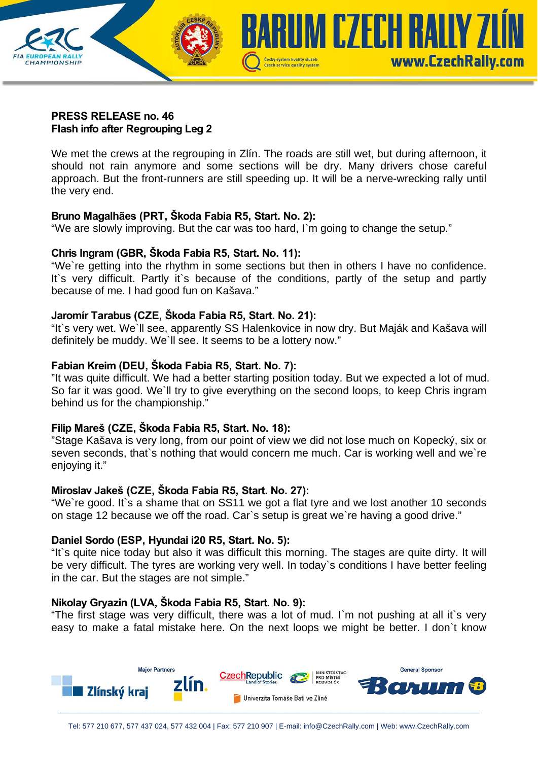**PRESS RELEASE no. 46**
**Flash info after Regrouping Leg 2**

We met the crews at the regrouping in Zlín. The roads are still wet, but during afternoon, it should not rain anymore and some sections will be dry. Many drivers chose careful approach. But the front-runners are still speeding up. It will be a nerve-wrecking rally until the very end.

**Bruno Magalhães (PRT, Škoda Fabia R5, Start. No. 2):**
"We are slowly improving. But the car was too hard, I`m going to change the setup."

**Chris Ingram (GBR, Škoda Fabia R5, Start. No. 11):**
"We`re getting into the rhythm in some sections but then in others I have no confidence. It`s very difficult. Partly it`s because of the conditions, partly of the setup and partly because of me. I had good fun on Kašava."

**Jaromír Tarabus (CZE, Škoda Fabia R5, Start. No. 21):**
"It`s very wet. We`ll see, apparently SS Halenkovice in now dry. But Maják and Kašava will definitely be muddy. We`ll see. It seems to be a lottery now."

**Fabian Kreim (DEU, Škoda Fabia R5, Start. No. 7):**
"It was quite difficult. We had a better starting position today. But we expected a lot of mud. So far it was good. We`ll try to give everything on the second loops, to keep Chris ingram behind us for the championship."

**Filip Mareš (CZE, Škoda Fabia R5, Start. No. 18):**
"Stage Kašava is very long, from our point of view we did not lose much on Kopecký, six or seven seconds, that`s nothing that would concern me much. Car is working well and we`re enjoying it."

**Miroslav Jakeš (CZE, Škoda Fabia R5, Start. No. 27):**
"We`re good. It`s a shame that on SS11 we got a flat tyre and we lost another 10 seconds on stage 12 because we off the road. Car`s setup is great we`re having a good drive."

**Daniel Sordo (ESP, Hyundai i20 R5, Start. No. 5):**
"It`s quite nice today but also it was difficult this morning. The stages are quite dirty. It will be very difficult. The tyres are working very well. In today`s conditions I have better feeling in the car. But the stages are not simple."

**Nikolay Gryazin (LVA, Škoda Fabia R5, Start. No. 9):**
"The first stage was very difficult, there was a lot of mud. I`m not pushing at all it`s very easy to make a fatal mistake here. On the next loops we might be better. I don`t know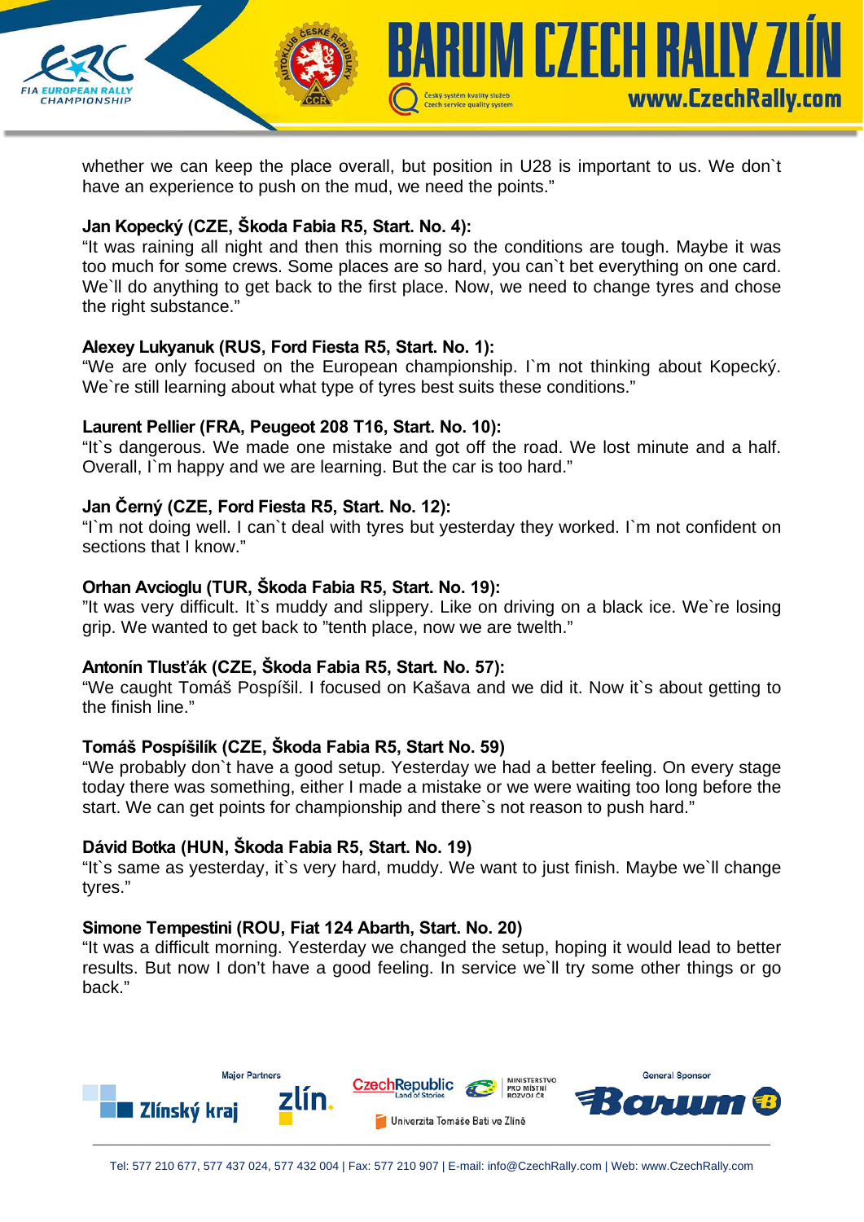whether we can keep the place overall, but position in U28 is important to us. We don`t have an experience to push on the mud, we need the points."

**Jan Kopecký (CZE, Škoda Fabia R5, Start. No. 4):**
"It was raining all night and then this morning so the conditions are tough. Maybe it was too much for some crews. Some places are so hard, you can`t bet everything on one card. We`ll do anything to get back to the first place. Now, we need to change tyres and chose the right substance."

**Alexey Lukyanuk (RUS, Ford Fiesta R5, Start. No. 1):**
"We are only focused on the European championship. I`m not thinking about Kopecký. We`re still learning about what type of tyres best suits these conditions."

**Laurent Pellier (FRA, Peugeot 208 T16, Start. No. 10):**
"It`s dangerous. We made one mistake and got off the road. We lost minute and a half. Overall, I`m happy and we are learning. But the car is too hard."

**Jan Černý (CZE, Ford Fiesta R5, Start. No. 12):**
"I`m not doing well. I can`t deal with tyres but yesterday they worked. I`m not confident on sections that I know."

**Orhan Avcioglu (TUR, Škoda Fabia R5, Start. No. 19):**
"It was very difficult. It`s muddy and slippery. Like on driving on a black ice. We`re losing grip. We wanted to get back to "tenth place, now we are twelth."

**Antonín Tlusťák (CZE, Škoda Fabia R5, Start. No. 57):**
"We caught Tomáš Pospíšil. I focused on Kašava and we did it. Now it`s about getting to the finish line."

**Tomáš Pospíšilík (CZE, Škoda Fabia R5, Start No. 59)**
"We probably don`t have a good setup. Yesterday we had a better feeling. On every stage today there was something, either I made a mistake or we were waiting too long before the start. We can get points for championship and there`s not reason to push hard."

**Dávid Botka (HUN, Škoda Fabia R5, Start. No. 19)**
"It`s same as yesterday, it`s very hard, muddy. We want to just finish. Maybe we`ll change tyres."

**Simone Tempestini (ROU, Fiat 124 Abarth, Start. No. 20)**
"It was a difficult morning. Yesterday we changed the setup, hoping it would lead to better results. But now I don't have a good feeling. In service we`ll try some other things or go back."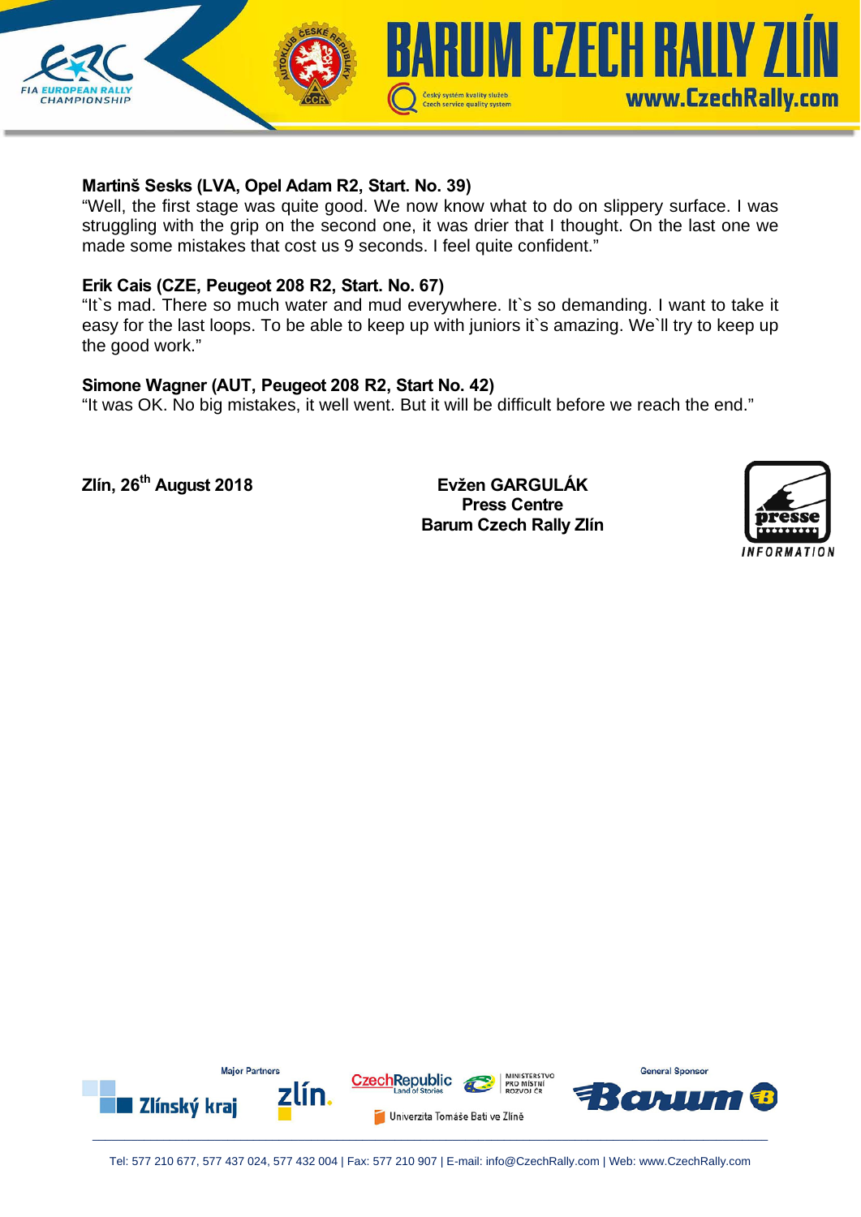**Martinš Sesks (LVA, Opel Adam R2, Start. No. 39)**

“Well, the first stage was quite good. We now know what to do on slippery surface. I was struggling with the grip on the second one, it was drier that I thought. On the last one we made some mistakes that cost us 9 seconds. I feel quite confident.”

**Erik Cais (CZE, Peugeot 208 R2, Start. No. 67)**

“It`s mad. There so much water and mud everywhere. It`s so demanding. I want to take it easy for the last loops. To be able to keep up with juniors it`s amazing. We`ll try to keep up the good work.”

**Simone Wagner (AUT, Peugeot 208 R2, Start No. 42)**

“It was OK. No big mistakes, it well went. But it will be difficult before we reach the end.”

**Zlín, 26th August 2018**

**Evžen GARGULÁK**
**Press Centre**
**Barum Czech Rally Zlín**